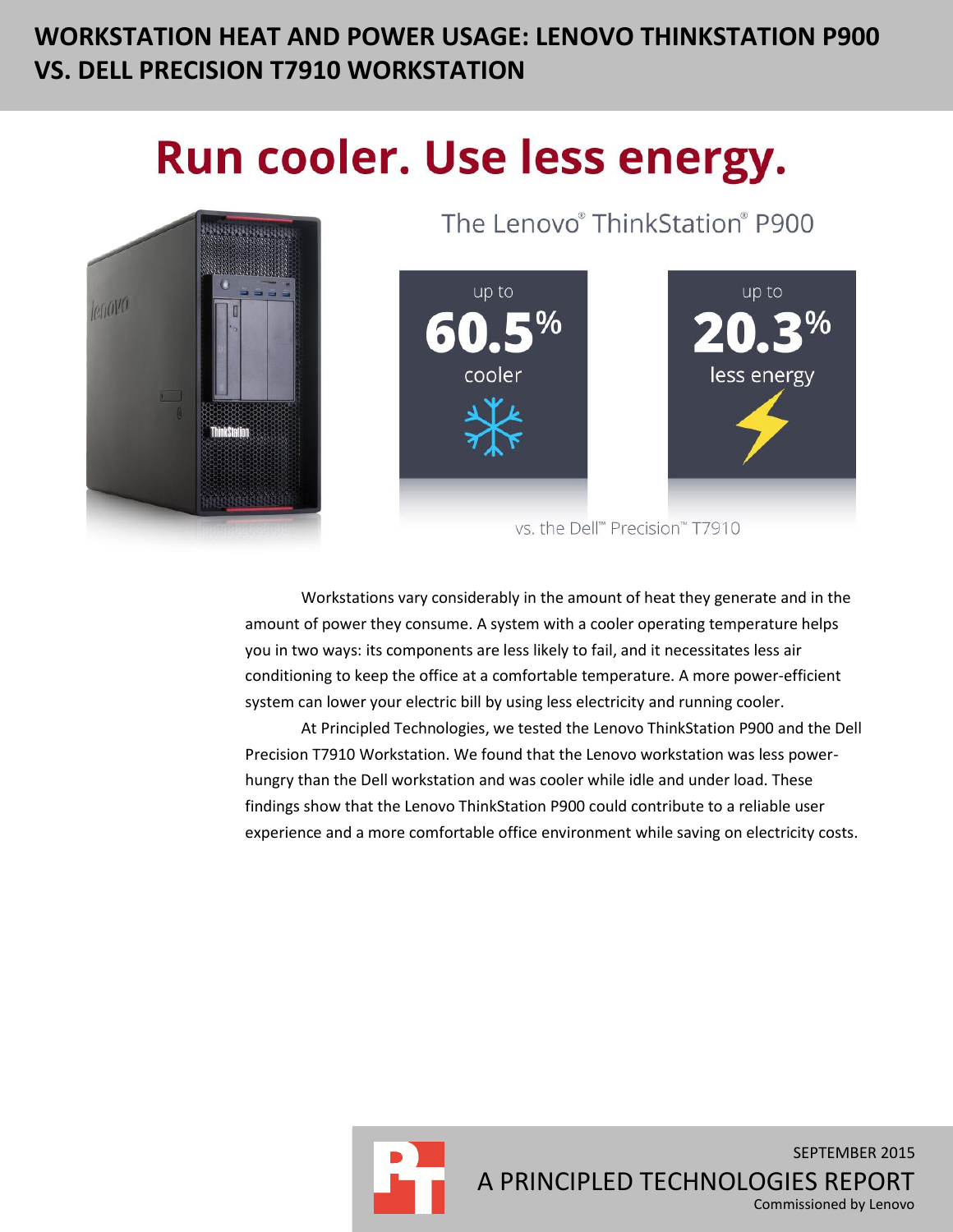# WORKSTATION HEAT AND POWER USAGE: LENOVO THINKSTATION P900 VS. DELL PRECISION T7910 WORKSTATION

## Run cooler. Use less energy.

The Lenovo® ThinkStation® P900

up to **60.5%** cooler

up to **20.3%** less energy

vs. the Dell™ Precision™ T7910

Workstations vary considerably in the amount of heat they generate and in the amount of power they consume. A system with a cooler operating temperature helps you in two ways: its components are less likely to fail, and it necessitates less air conditioning to keep the office at a comfortable temperature. A more power-efficient system can lower your electric bill by using less electricity and running cooler.

At Principled Technologies, we tested the Lenovo ThinkStation P900 and the Dell Precision T7910 Workstation. We found that the Lenovo workstation was less power-hungry than the Dell workstation and was cooler while idle and under load. These findings show that the Lenovo ThinkStation P900 could contribute to a reliable user experience and a more comfortable office environment while saving on electricity costs.

SEPTEMBER 2015

A PRINCIPLED TECHNOLOGIES REPORT

Commissioned by Lenovo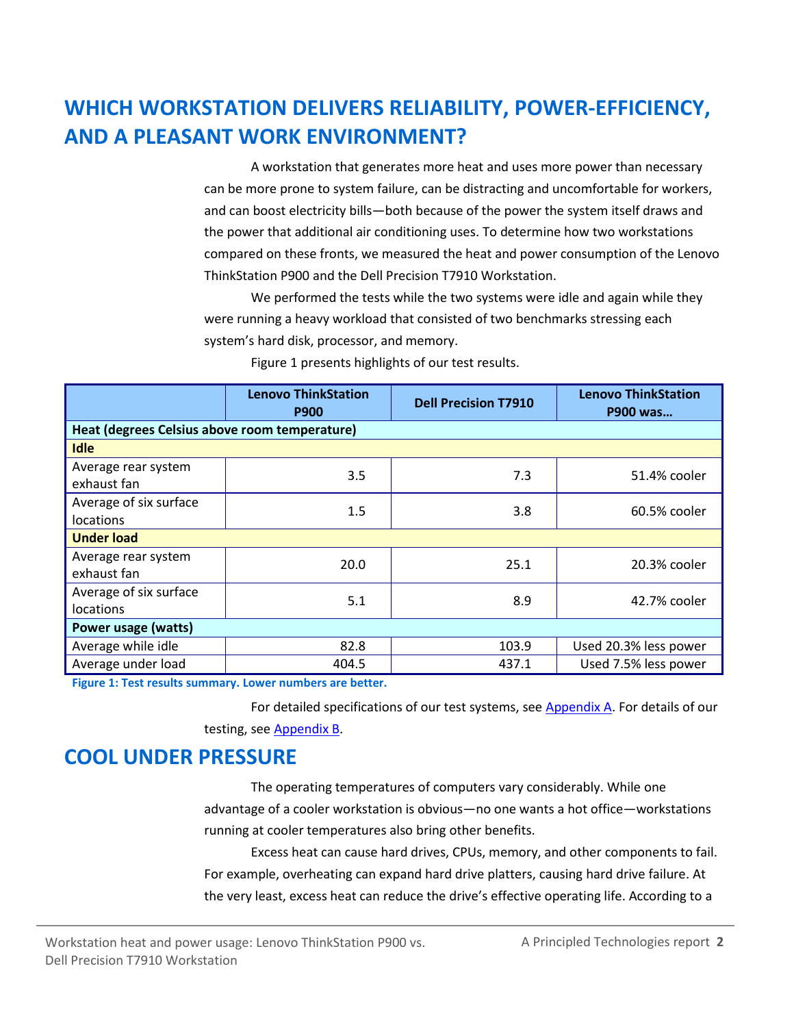# WHICH WORKSTATION DELIVERS RELIABILITY, POWER-EFFICIENCY, AND A PLEASANT WORK ENVIRONMENT?

A workstation that generates more heat and uses more power than necessary can be more prone to system failure, can be distracting and uncomfortable for workers, and can boost electricity bills—both because of the power the system itself draws and the power that additional air conditioning uses. To determine how two workstations compared on these fronts, we measured the heat and power consumption of the Lenovo ThinkStation P900 and the Dell Precision T7910 Workstation.

We performed the tests while the two systems were idle and again while they were running a heavy workload that consisted of two benchmarks stressing each system's hard disk, processor, and memory.

Figure 1 presents highlights of our test results.

| | Lenovo ThinkStation P900 | Dell Precision T7910 | Lenovo ThinkStation P900 was… |
|---|---|---|---|
| **Heat (degrees Celsius above room temperature)** | | | |
| **Idle** | | | |
| Average rear system exhaust fan | 3.5 | 7.3 | 51.4% cooler |
| Average of six surface locations | 1.5 | 3.8 | 60.5% cooler |
| **Under load** | | | |
| Average rear system exhaust fan | 20.0 | 25.1 | 20.3% cooler |
| Average of six surface locations | 5.1 | 8.9 | 42.7% cooler |
| **Power usage (watts)** | | | |
| Average while idle | 82.8 | 103.9 | Used 20.3% less power |
| Average under load | 404.5 | 437.1 | Used 7.5% less power |

**Figure 1: Test results summary. Lower numbers are better.**

For detailed specifications of our test systems, see Appendix A. For details of our testing, see Appendix B.

# COOL UNDER PRESSURE

The operating temperatures of computers vary considerably. While one advantage of a cooler workstation is obvious—no one wants a hot office—workstations running at cooler temperatures also bring other benefits.

Excess heat can cause hard drives, CPUs, memory, and other components to fail. For example, overheating can expand hard drive platters, causing hard drive failure. At the very least, excess heat can reduce the drive's effective operating life. According to a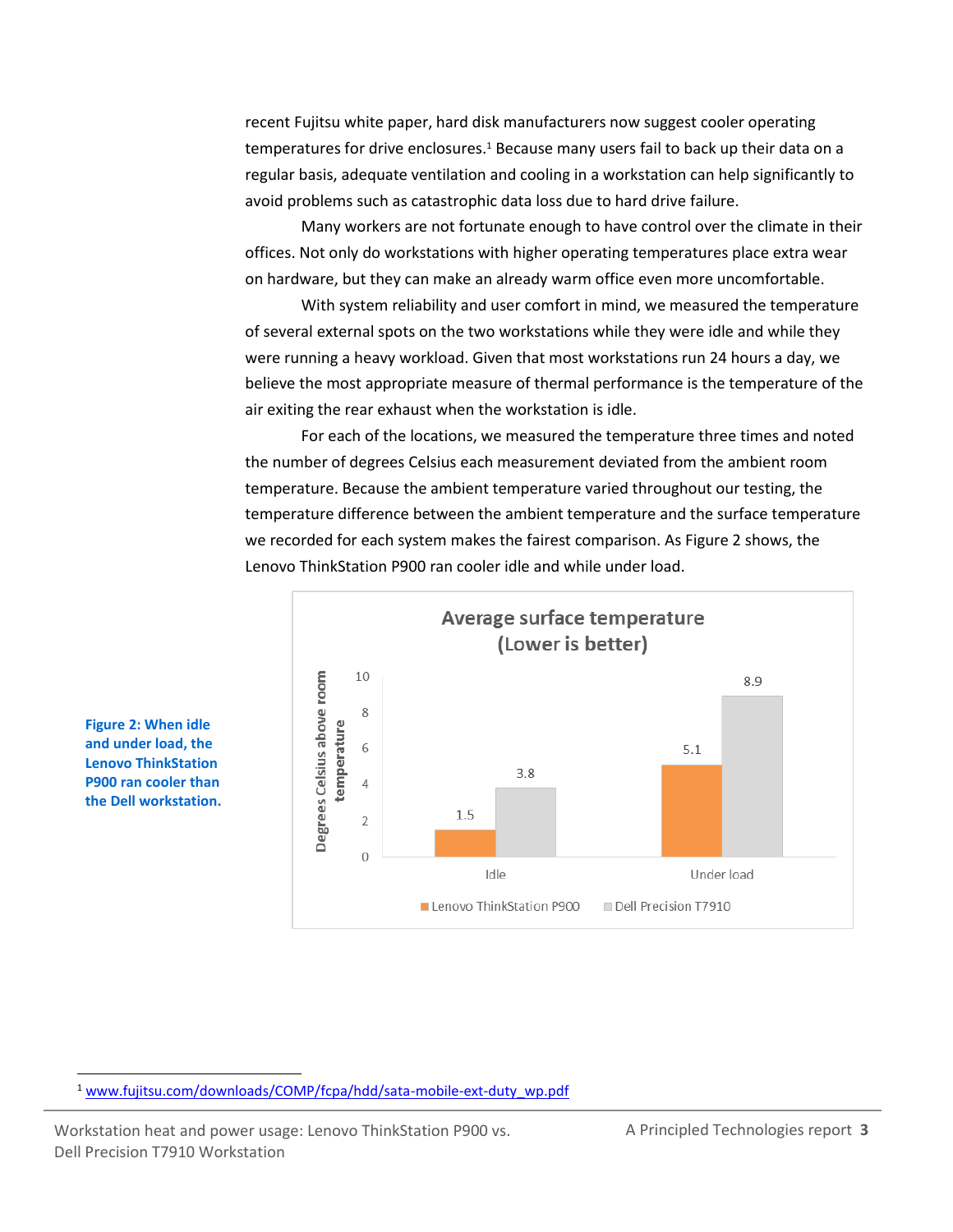recent Fujitsu white paper, hard disk manufacturers now suggest cooler operating temperatures for drive enclosures.[1] Because many users fail to back up their data on a regular basis, adequate ventilation and cooling in a workstation can help significantly to avoid problems such as catastrophic data loss due to hard drive failure.

Many workers are not fortunate enough to have control over the climate in their offices. Not only do workstations with higher operating temperatures place extra wear on hardware, but they can make an already warm office even more uncomfortable.

With system reliability and user comfort in mind, we measured the temperature of several external spots on the two workstations while they were idle and while they were running a heavy workload. Given that most workstations run 24 hours a day, we believe the most appropriate measure of thermal performance is the temperature of the air exiting the rear exhaust when the workstation is idle.

For each of the locations, we measured the temperature three times and noted the number of degrees Celsius each measurement deviated from the ambient room temperature. Because the ambient temperature varied throughout our testing, the temperature difference between the ambient temperature and the surface temperature we recorded for each system makes the fairest comparison. As Figure 2 shows, the Lenovo ThinkStation P900 ran cooler idle and while under load.

**Average surface temperature (Lower is better)**

Degrees Celsius above room temperature

| | Lenovo ThinkStation P900 | Dell Precision T7910 |
|---|---|---|
| Idle | 1.5 | 3.8 |
| Under load | 5.1 | 8.9 |

**Figure 2: When idle and under load, the Lenovo ThinkStation P900 ran cooler than the Dell workstation.**

---

[1] www.fujitsu.com/downloads/COMP/fcpa/hdd/sata-mobile-ext-duty_wp.pdf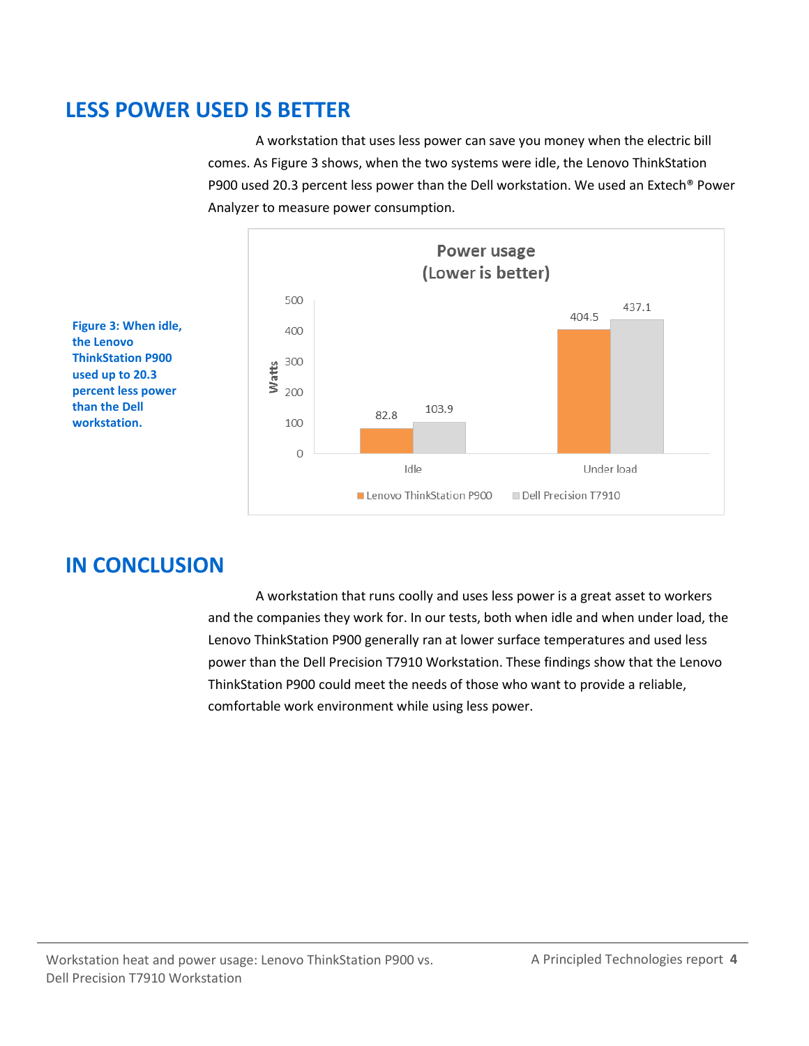## LESS POWER USED IS BETTER

A workstation that uses less power can save you money when the electric bill comes. As Figure 3 shows, when the two systems were idle, the Lenovo ThinkStation P900 used 20.3 percent less power than the Dell workstation. We used an Extech® Power Analyzer to measure power consumption.

**Power usage (Lower is better)**

| Watts | Lenovo ThinkStation P900 | Dell Precision T7910 |
| --- | --- | --- |
| Idle | 82.8 | 103.9 |
| Under load | 404.5 | 437.1 |

**Figure 3: When idle, the Lenovo ThinkStation P900 used up to 20.3 percent less power than the Dell workstation.**

## IN CONCLUSION

A workstation that runs coolly and uses less power is a great asset to workers and the companies they work for. In our tests, both when idle and when under load, the Lenovo ThinkStation P900 generally ran at lower surface temperatures and used less power than the Dell Precision T7910 Workstation. These findings show that the Lenovo ThinkStation P900 could meet the needs of those who want to provide a reliable, comfortable work environment while using less power.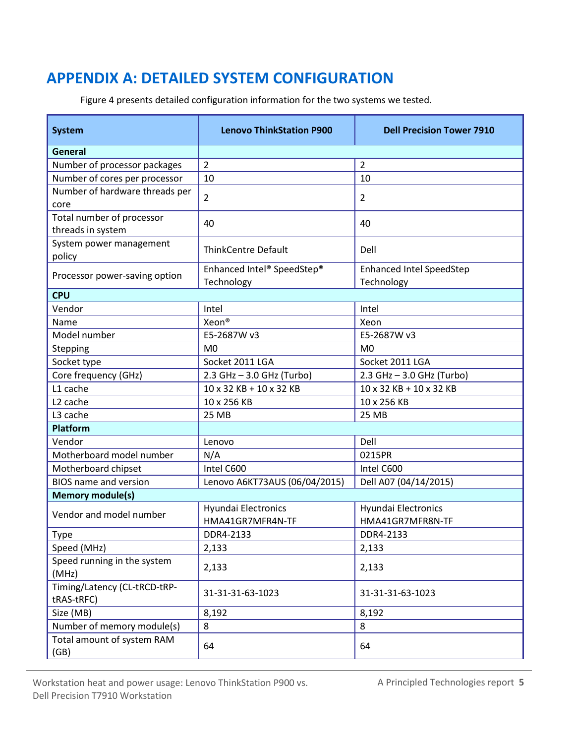# APPENDIX A: DETAILED SYSTEM CONFIGURATION

Figure 4 presents detailed configuration information for the two systems we tested.

| System | Lenovo ThinkStation P900 | Dell Precision Tower 7910 |
|---|---|---|
| **General** | | |
| Number of processor packages | 2 | 2 |
| Number of cores per processor | 10 | 10 |
| Number of hardware threads per core | 2 | 2 |
| Total number of processor threads in system | 40 | 40 |
| System power management policy | ThinkCentre Default | Dell |
| Processor power-saving option | Enhanced Intel® SpeedStep® Technology | Enhanced Intel SpeedStep Technology |
| **CPU** | | |
| Vendor | Intel | Intel |
| Name | Xeon® | Xeon |
| Model number | E5-2687W v3 | E5-2687W v3 |
| Stepping | M0 | M0 |
| Socket type | Socket 2011 LGA | Socket 2011 LGA |
| Core frequency (GHz) | 2.3 GHz – 3.0 GHz (Turbo) | 2.3 GHz – 3.0 GHz (Turbo) |
| L1 cache | 10 x 32 KB + 10 x 32 KB | 10 x 32 KB + 10 x 32 KB |
| L2 cache | 10 x 256 KB | 10 x 256 KB |
| L3 cache | 25 MB | 25 MB |
| **Platform** | | |
| Vendor | Lenovo | Dell |
| Motherboard model number | N/A | 0215PR |
| Motherboard chipset | Intel C600 | Intel C600 |
| BIOS name and version | Lenovo A6KT73AUS (06/04/2015) | Dell A07 (04/14/2015) |
| **Memory module(s)** | | |
| Vendor and model number | Hyundai Electronics HMA41GR7MFR4N-TF | Hyundai Electronics HMA41GR7MFR8N-TF |
| Type | DDR4-2133 | DDR4-2133 |
| Speed (MHz) | 2,133 | 2,133 |
| Speed running in the system (MHz) | 2,133 | 2,133 |
| Timing/Latency (CL-tRCD-tRP-tRAS-tRFC) | 31-31-31-63-1023 | 31-31-31-63-1023 |
| Size (MB) | 8,192 | 8,192 |
| Number of memory module(s) | 8 | 8 |
| Total amount of system RAM (GB) | 64 | 64 |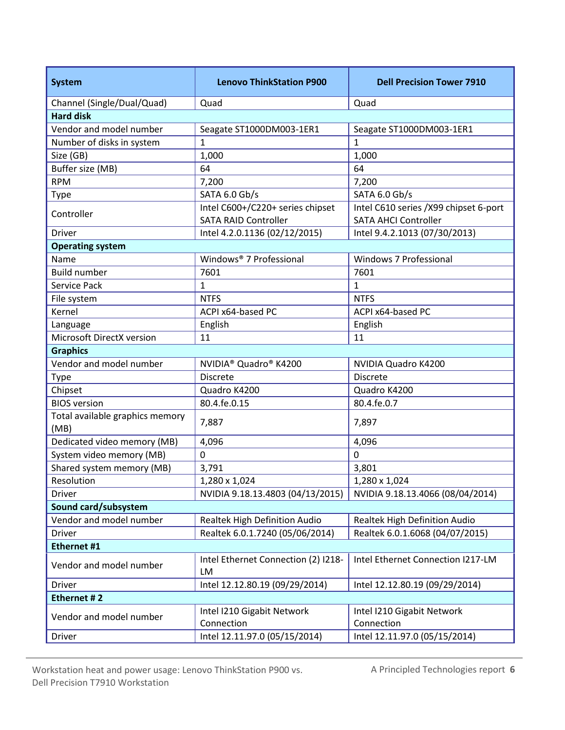| System | Lenovo ThinkStation P900 | Dell Precision Tower 7910 |
|---|---|---|
| Channel (Single/Dual/Quad) | Quad | Quad |
| **Hard disk** | | |
| Vendor and model number | Seagate ST1000DM003-1ER1 | Seagate ST1000DM003-1ER1 |
| Number of disks in system | 1 | 1 |
| Size (GB) | 1,000 | 1,000 |
| Buffer size (MB) | 64 | 64 |
| RPM | 7,200 | 7,200 |
| Type | SATA 6.0 Gb/s | SATA 6.0 Gb/s |
| Controller | Intel C600+/C220+ series chipset SATA RAID Controller | Intel C610 series /X99 chipset 6-port SATA AHCI Controller |
| Driver | Intel 4.2.0.1136 (02/12/2015) | Intel 9.4.2.1013 (07/30/2013) |
| **Operating system** | | |
| Name | Windows® 7 Professional | Windows 7 Professional |
| Build number | 7601 | 7601 |
| Service Pack | 1 | 1 |
| File system | NTFS | NTFS |
| Kernel | ACPI x64-based PC | ACPI x64-based PC |
| Language | English | English |
| Microsoft DirectX version | 11 | 11 |
| **Graphics** | | |
| Vendor and model number | NVIDIA® Quadro® K4200 | NVIDIA Quadro K4200 |
| Type | Discrete | Discrete |
| Chipset | Quadro K4200 | Quadro K4200 |
| BIOS version | 80.4.fe.0.15 | 80.4.fe.0.7 |
| Total available graphics memory (MB) | 7,887 | 7,897 |
| Dedicated video memory (MB) | 4,096 | 4,096 |
| System video memory (MB) | 0 | 0 |
| Shared system memory (MB) | 3,791 | 3,801 |
| Resolution | 1,280 x 1,024 | 1,280 x 1,024 |
| Driver | NVIDIA 9.18.13.4803 (04/13/2015) | NVIDIA 9.18.13.4066 (08/04/2014) |
| **Sound card/subsystem** | | |
| Vendor and model number | Realtek High Definition Audio | Realtek High Definition Audio |
| Driver | Realtek 6.0.1.7240 (05/06/2014) | Realtek 6.0.1.6068 (04/07/2015) |
| **Ethernet #1** | | |
| Vendor and model number | Intel Ethernet Connection (2) I218-LM | Intel Ethernet Connection I217-LM |
| Driver | Intel 12.12.80.19 (09/29/2014) | Intel 12.12.80.19 (09/29/2014) |
| **Ethernet # 2** | | |
| Vendor and model number | Intel I210 Gigabit Network Connection | Intel I210 Gigabit Network Connection |
| Driver | Intel 12.11.97.0 (05/15/2014) | Intel 12.11.97.0 (05/15/2014) |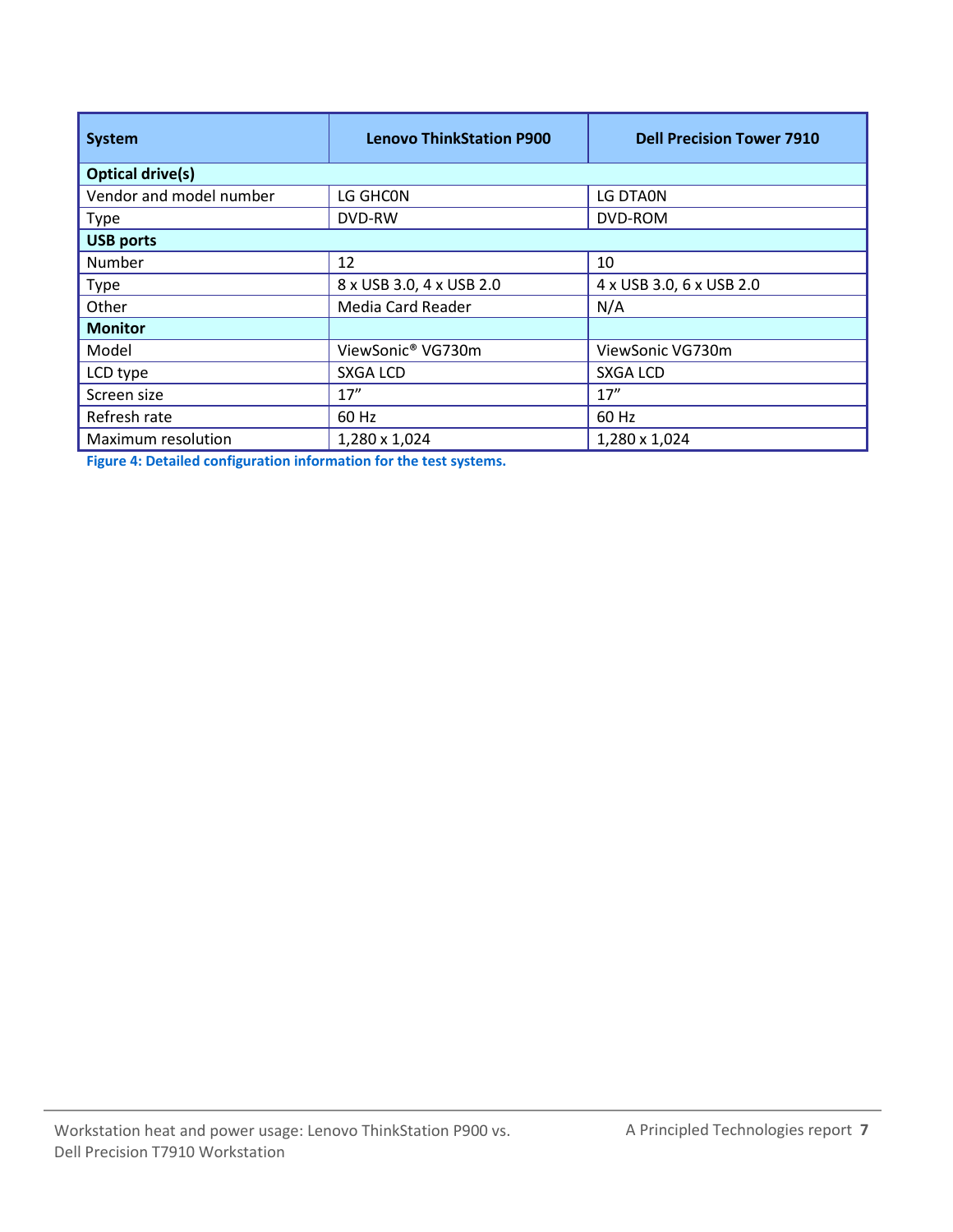| System | Lenovo ThinkStation P900 | Dell Precision Tower 7910 |
| --- | --- | --- |
| **Optical drive(s)** | | |
| Vendor and model number | LG GHC0N | LG DTA0N |
| Type | DVD-RW | DVD-ROM |
| **USB ports** | | |
| Number | 12 | 10 |
| Type | 8 x USB 3.0, 4 x USB 2.0 | 4 x USB 3.0, 6 x USB 2.0 |
| Other | Media Card Reader | N/A |
| **Monitor** | | |
| Model | ViewSonic® VG730m | ViewSonic VG730m |
| LCD type | SXGA LCD | SXGA LCD |
| Screen size | 17” | 17” |
| Refresh rate | 60 Hz | 60 Hz |
| Maximum resolution | 1,280 x 1,024 | 1,280 x 1,024 |

**Figure 4: Detailed configuration information for the test systems.**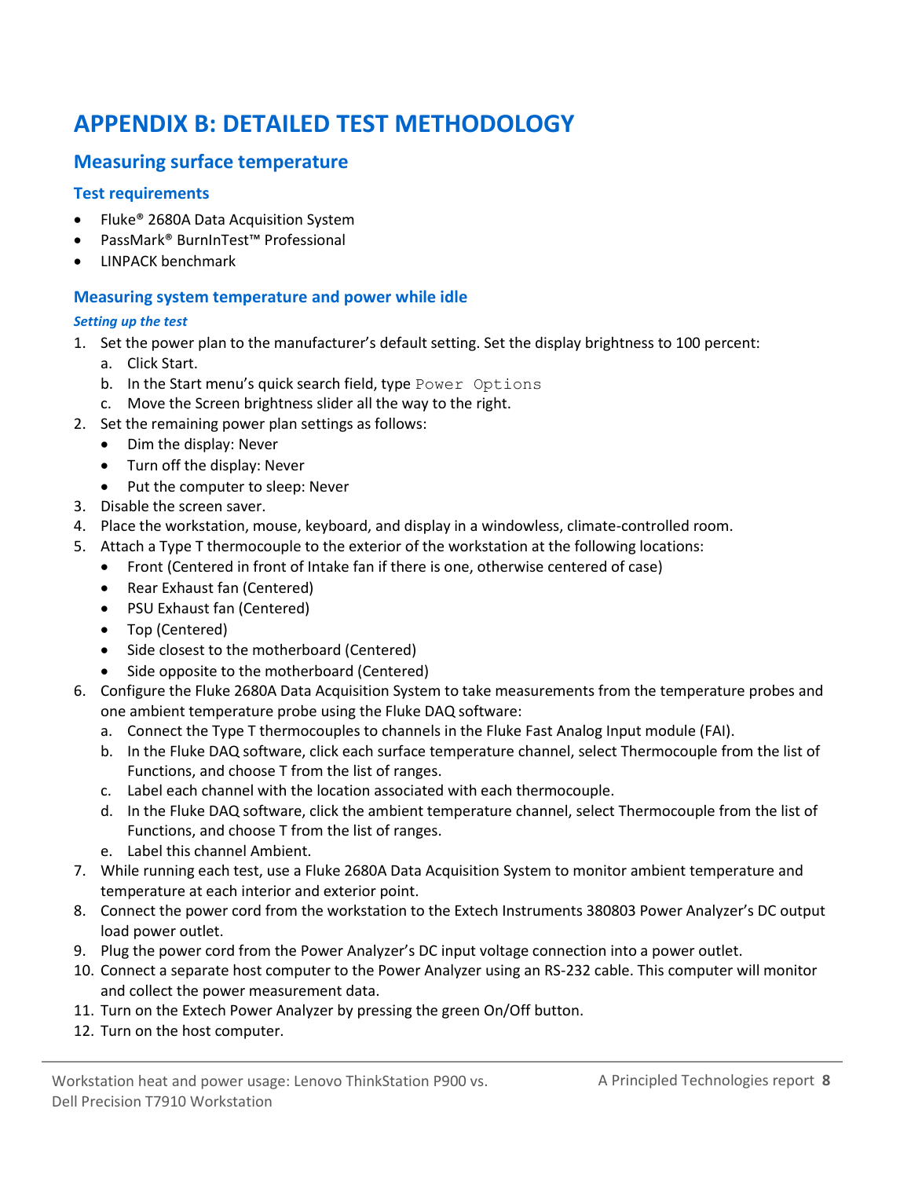# APPENDIX B: DETAILED TEST METHODOLOGY

## Measuring surface temperature

### Test requirements

- Fluke® 2680A Data Acquisition System
- PassMark® BurnInTest™ Professional
- LINPACK benchmark

### Measuring system temperature and power while idle

#### *Setting up the test*

1. Set the power plan to the manufacturer's default setting. Set the display brightness to 100 percent:
   a. Click Start.
   b. In the Start menu's quick search field, type `Power Options`
   c. Move the Screen brightness slider all the way to the right.
2. Set the remaining power plan settings as follows:
   - Dim the display: Never
   - Turn off the display: Never
   - Put the computer to sleep: Never
3. Disable the screen saver.
4. Place the workstation, mouse, keyboard, and display in a windowless, climate-controlled room.
5. Attach a Type T thermocouple to the exterior of the workstation at the following locations:
   - Front (Centered in front of Intake fan if there is one, otherwise centered of case)
   - Rear Exhaust fan (Centered)
   - PSU Exhaust fan (Centered)
   - Top (Centered)
   - Side closest to the motherboard (Centered)
   - Side opposite to the motherboard (Centered)
6. Configure the Fluke 2680A Data Acquisition System to take measurements from the temperature probes and one ambient temperature probe using the Fluke DAQ software:
   a. Connect the Type T thermocouples to channels in the Fluke Fast Analog Input module (FAI).
   b. In the Fluke DAQ software, click each surface temperature channel, select Thermocouple from the list of Functions, and choose T from the list of ranges.
   c. Label each channel with the location associated with each thermocouple.
   d. In the Fluke DAQ software, click the ambient temperature channel, select Thermocouple from the list of Functions, and choose T from the list of ranges.
   e. Label this channel Ambient.
7. While running each test, use a Fluke 2680A Data Acquisition System to monitor ambient temperature and temperature at each interior and exterior point.
8. Connect the power cord from the workstation to the Extech Instruments 380803 Power Analyzer's DC output load power outlet.
9. Plug the power cord from the Power Analyzer's DC input voltage connection into a power outlet.
10. Connect a separate host computer to the Power Analyzer using an RS-232 cable. This computer will monitor and collect the power measurement data.
11. Turn on the Extech Power Analyzer by pressing the green On/Off button.
12. Turn on the host computer.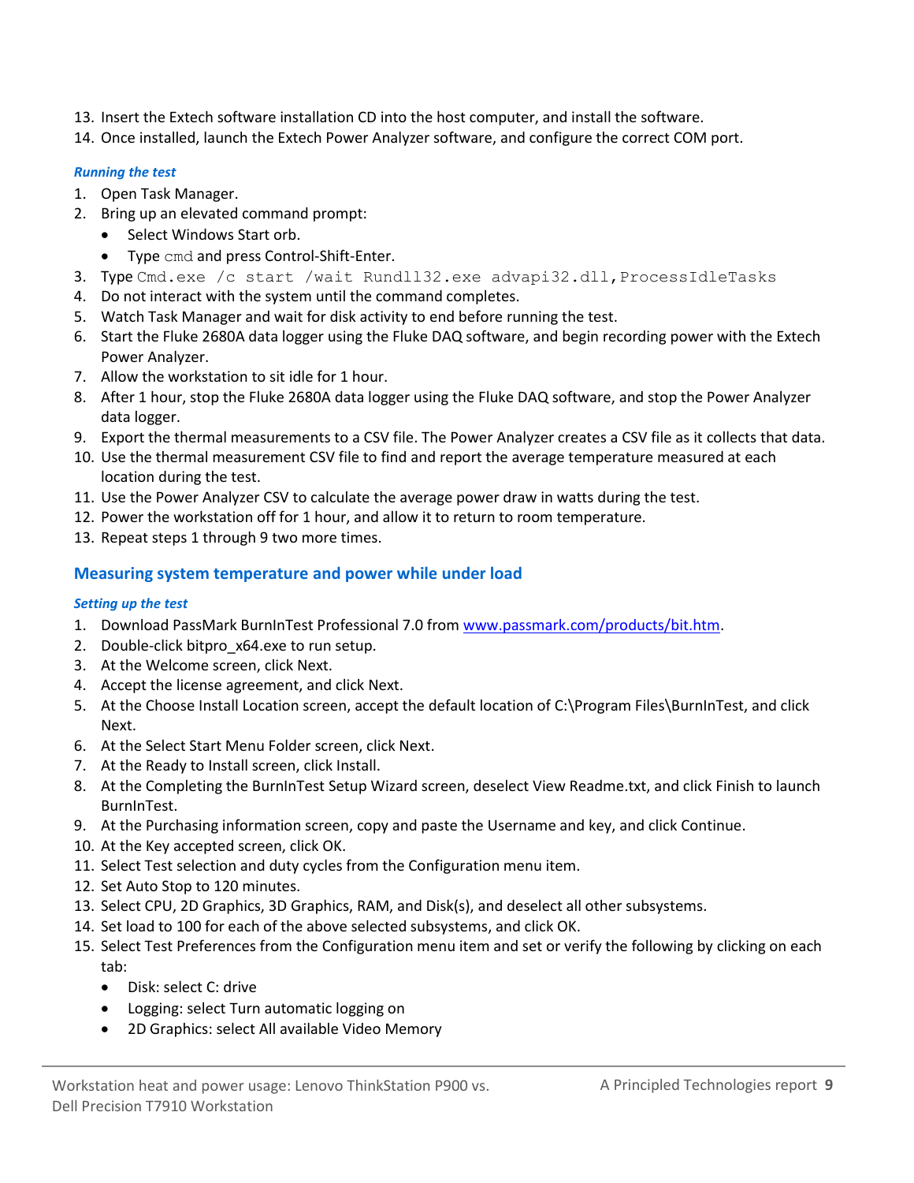13. Insert the Extech software installation CD into the host computer, and install the software.
14. Once installed, launch the Extech Power Analyzer software, and configure the correct COM port.

#### *Running the test*

1. Open Task Manager.
2. Bring up an elevated command prompt:
   - Select Windows Start orb.
   - Type `cmd` and press Control-Shift-Enter.
3. Type `Cmd.exe /c start /wait Rundll32.exe advapi32.dll,ProcessIdleTasks`
4. Do not interact with the system until the command completes.
5. Watch Task Manager and wait for disk activity to end before running the test.
6. Start the Fluke 2680A data logger using the Fluke DAQ software, and begin recording power with the Extech Power Analyzer.
7. Allow the workstation to sit idle for 1 hour.
8. After 1 hour, stop the Fluke 2680A data logger using the Fluke DAQ software, and stop the Power Analyzer data logger.
9. Export the thermal measurements to a CSV file. The Power Analyzer creates a CSV file as it collects that data.
10. Use the thermal measurement CSV file to find and report the average temperature measured at each location during the test.
11. Use the Power Analyzer CSV to calculate the average power draw in watts during the test.
12. Power the workstation off for 1 hour, and allow it to return to room temperature.
13. Repeat steps 1 through 9 two more times.

## Measuring system temperature and power while under load

#### *Setting up the test*

1. Download PassMark BurnInTest Professional 7.0 from www.passmark.com/products/bit.htm.
2. Double-click bitpro_x64.exe to run setup.
3. At the Welcome screen, click Next.
4. Accept the license agreement, and click Next.
5. At the Choose Install Location screen, accept the default location of C:\Program Files\BurnInTest, and click Next.
6. At the Select Start Menu Folder screen, click Next.
7. At the Ready to Install screen, click Install.
8. At the Completing the BurnInTest Setup Wizard screen, deselect View Readme.txt, and click Finish to launch BurnInTest.
9. At the Purchasing information screen, copy and paste the Username and key, and click Continue.
10. At the Key accepted screen, click OK.
11. Select Test selection and duty cycles from the Configuration menu item.
12. Set Auto Stop to 120 minutes.
13. Select CPU, 2D Graphics, 3D Graphics, RAM, and Disk(s), and deselect all other subsystems.
14. Set load to 100 for each of the above selected subsystems, and click OK.
15. Select Test Preferences from the Configuration menu item and set or verify the following by clicking on each tab:
    - Disk: select C: drive
    - Logging: select Turn automatic logging on
    - 2D Graphics: select All available Video Memory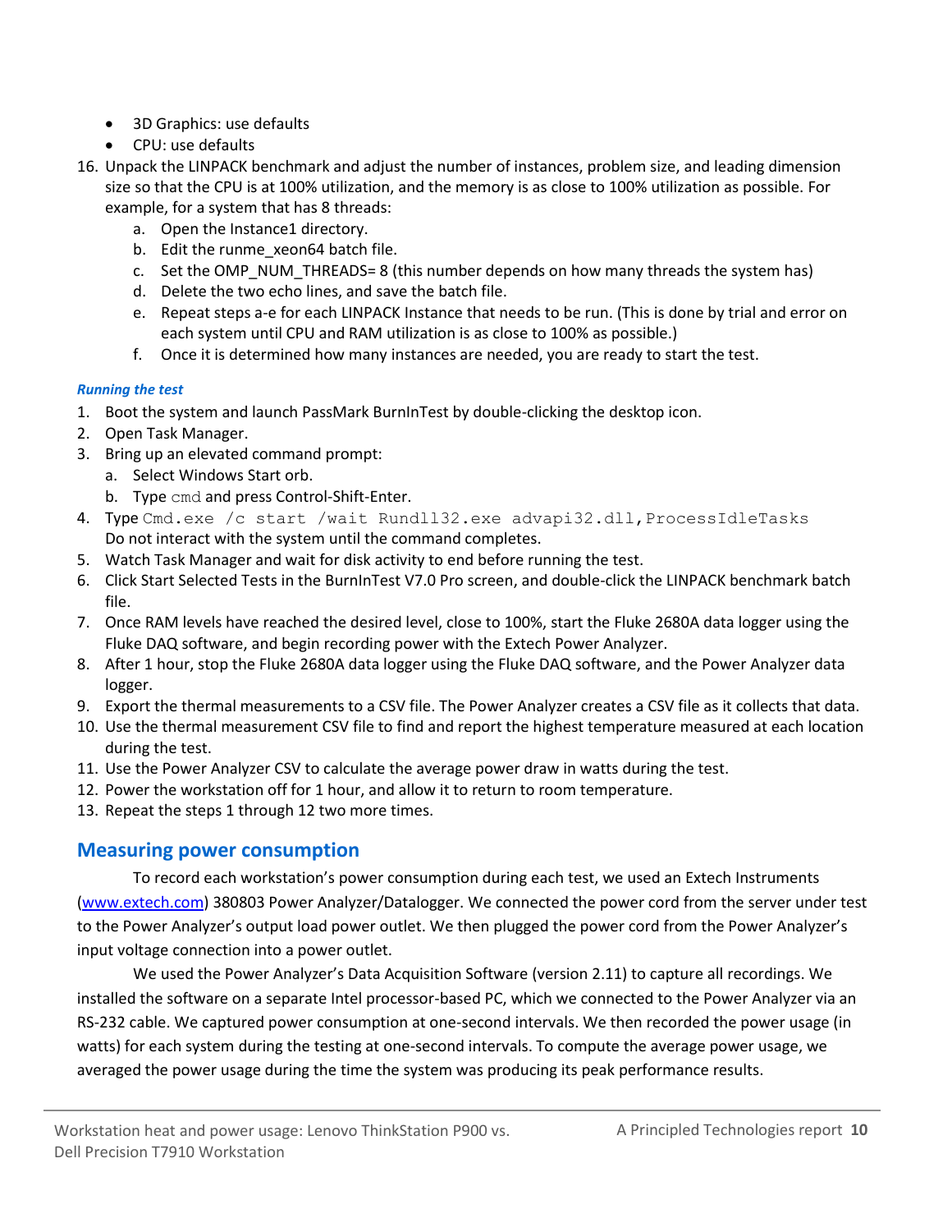- 3D Graphics: use defaults
- CPU: use defaults

16. Unpack the LINPACK benchmark and adjust the number of instances, problem size, and leading dimension size so that the CPU is at 100% utilization, and the memory is as close to 100% utilization as possible. For example, for a system that has 8 threads:
    a. Open the Instance1 directory.
    b. Edit the runme_xeon64 batch file.
    c. Set the OMP_NUM_THREADS= 8 (this number depends on how many threads the system has)
    d. Delete the two echo lines, and save the batch file.
    e. Repeat steps a-e for each LINPACK Instance that needs to be run. (This is done by trial and error on each system until CPU and RAM utilization is as close to 100% as possible.)
    f. Once it is determined how many instances are needed, you are ready to start the test.

***Running the test***

1. Boot the system and launch PassMark BurnInTest by double-clicking the desktop icon.
2. Open Task Manager.
3. Bring up an elevated command prompt:
    a. Select Windows Start orb.
    b. Type `cmd` and press Control-Shift-Enter.
4. Type `Cmd.exe /c start /wait Rundll32.exe advapi32.dll,ProcessIdleTasks`
   Do not interact with the system until the command completes.
5. Watch Task Manager and wait for disk activity to end before running the test.
6. Click Start Selected Tests in the BurnInTest V7.0 Pro screen, and double-click the LINPACK benchmark batch file.
7. Once RAM levels have reached the desired level, close to 100%, start the Fluke 2680A data logger using the Fluke DAQ software, and begin recording power with the Extech Power Analyzer.
8. After 1 hour, stop the Fluke 2680A data logger using the Fluke DAQ software, and the Power Analyzer data logger.
9. Export the thermal measurements to a CSV file. The Power Analyzer creates a CSV file as it collects that data.
10. Use the thermal measurement CSV file to find and report the highest temperature measured at each location during the test.
11. Use the Power Analyzer CSV to calculate the average power draw in watts during the test.
12. Power the workstation off for 1 hour, and allow it to return to room temperature.
13. Repeat the steps 1 through 12 two more times.

## Measuring power consumption

To record each workstation's power consumption during each test, we used an Extech Instruments (www.extech.com) 380803 Power Analyzer/Datalogger. We connected the power cord from the server under test to the Power Analyzer's output load power outlet. We then plugged the power cord from the Power Analyzer's input voltage connection into a power outlet.

We used the Power Analyzer's Data Acquisition Software (version 2.11) to capture all recordings. We installed the software on a separate Intel processor-based PC, which we connected to the Power Analyzer via an RS-232 cable. We captured power consumption at one-second intervals. We then recorded the power usage (in watts) for each system during the testing at one-second intervals. To compute the average power usage, we averaged the power usage during the time the system was producing its peak performance results.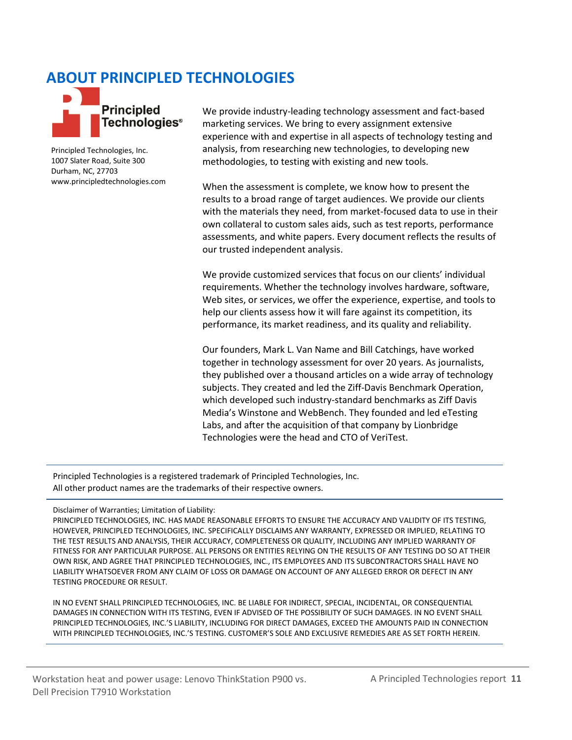# ABOUT PRINCIPLED TECHNOLOGIES

Principled Technologies®

Principled Technologies, Inc.
1007 Slater Road, Suite 300
Durham, NC, 27703
www.principledtechnologies.com

We provide industry-leading technology assessment and fact-based marketing services. We bring to every assignment extensive experience with and expertise in all aspects of technology testing and analysis, from researching new technologies, to developing new methodologies, to testing with existing and new tools.

When the assessment is complete, we know how to present the results to a broad range of target audiences. We provide our clients with the materials they need, from market-focused data to use in their own collateral to custom sales aids, such as test reports, performance assessments, and white papers. Every document reflects the results of our trusted independent analysis.

We provide customized services that focus on our clients' individual requirements. Whether the technology involves hardware, software, Web sites, or services, we offer the experience, expertise, and tools to help our clients assess how it will fare against its competition, its performance, its market readiness, and its quality and reliability.

Our founders, Mark L. Van Name and Bill Catchings, have worked together in technology assessment for over 20 years. As journalists, they published over a thousand articles on a wide array of technology subjects. They created and led the Ziff-Davis Benchmark Operation, which developed such industry-standard benchmarks as Ziff Davis Media's Winstone and WebBench. They founded and led eTesting Labs, and after the acquisition of that company by Lionbridge Technologies were the head and CTO of VeriTest.

---

Principled Technologies is a registered trademark of Principled Technologies, Inc.
All other product names are the trademarks of their respective owners.

---

Disclaimer of Warranties; Limitation of Liability:
PRINCIPLED TECHNOLOGIES, INC. HAS MADE REASONABLE EFFORTS TO ENSURE THE ACCURACY AND VALIDITY OF ITS TESTING, HOWEVER, PRINCIPLED TECHNOLOGIES, INC. SPECIFICALLY DISCLAIMS ANY WARRANTY, EXPRESSED OR IMPLIED, RELATING TO THE TEST RESULTS AND ANALYSIS, THEIR ACCURACY, COMPLETENESS OR QUALITY, INCLUDING ANY IMPLIED WARRANTY OF FITNESS FOR ANY PARTICULAR PURPOSE. ALL PERSONS OR ENTITIES RELYING ON THE RESULTS OF ANY TESTING DO SO AT THEIR OWN RISK, AND AGREE THAT PRINCIPLED TECHNOLOGIES, INC., ITS EMPLOYEES AND ITS SUBCONTRACTORS SHALL HAVE NO LIABILITY WHATSOEVER FROM ANY CLAIM OF LOSS OR DAMAGE ON ACCOUNT OF ANY ALLEGED ERROR OR DEFECT IN ANY TESTING PROCEDURE OR RESULT.

IN NO EVENT SHALL PRINCIPLED TECHNOLOGIES, INC. BE LIABLE FOR INDIRECT, SPECIAL, INCIDENTAL, OR CONSEQUENTIAL DAMAGES IN CONNECTION WITH ITS TESTING, EVEN IF ADVISED OF THE POSSIBILITY OF SUCH DAMAGES. IN NO EVENT SHALL PRINCIPLED TECHNOLOGIES, INC.'S LIABILITY, INCLUDING FOR DIRECT DAMAGES, EXCEED THE AMOUNTS PAID IN CONNECTION WITH PRINCIPLED TECHNOLOGIES, INC.'S TESTING. CUSTOMER'S SOLE AND EXCLUSIVE REMEDIES ARE AS SET FORTH HEREIN.